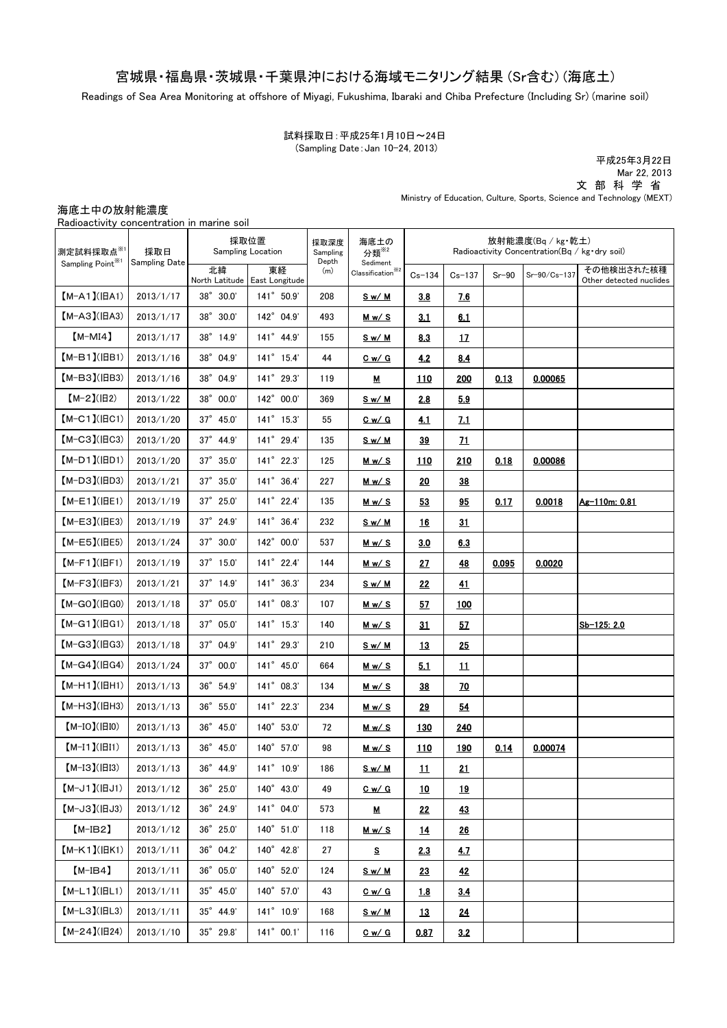# 宮城県・福島県・茨城県・千葉県沖における海域モニタリング結果 (Sr含む) (海底土)

Readings of Sea Area Monitoring at offshore of Miyagi, Fukushima, Ibaraki and Chiba Prefecture (Including Sr) (marine soil)

試料採取日：平成25年1月10日～24日
(Sampling Date：Jan 10-24, 2013)

平成25年3月22日
Mar 22, 2013
文 部 科 学 省
Ministry of Education, Culture, Sports, Science and Technology (MEXT)

海底土中の放射能濃度
Radioactivity concentration in marine soil

| 測定試料採取点※1 Sampling Point※1 | 採取日 Sampling Date | 採取位置 Sampling Location | | 採取深度 Sampling Depth (m) | 海底土の分類※2 Sediment Classification※2 | 放射能濃度(Bq / kg・乾土) Radioactivity Concentration(Bq / kg・dry soil) | | | | |
|---|---|---|---|---|---|---|---|---|---|---|
| | | 北緯 North Latitude | 東経 East Longitude | | | Cs-134 | Cs-137 | Sr-90 | Sr-90/Cs-137 | その他検出された核種 Other detected nuclides |
| 【M-A1】(旧A1) | 2013/1/17 | 38° 30.0' | 141° 50.9' | 208 | S w/ M | 3.8 | 7.6 | | | |
| 【M-A3】(旧A3) | 2013/1/17 | 38° 30.0' | 142° 04.9' | 493 | M w/ S | 3.1 | 6.1 | | | |
| 【M-MI4】 | 2013/1/17 | 38° 14.9' | 141° 44.9' | 155 | S w/ M | 8.3 | 17 | | | |
| 【M-B1】(旧B1) | 2013/1/16 | 38° 04.9' | 141° 15.4' | 44 | C w/ G | 4.2 | 8.4 | | | |
| 【M-B3】(旧B3) | 2013/1/16 | 38° 04.9' | 141° 29.3' | 119 | M | 110 | 200 | 0.13 | 0.00065 | |
| 【M-2】(旧2) | 2013/1/22 | 38° 00.0' | 142° 00.0' | 369 | S w/ M | 2.8 | 5.9 | | | |
| 【M-C1】(旧C1) | 2013/1/20 | 37° 45.0' | 141° 15.3' | 55 | C w/ G | 4.1 | 7.1 | | | |
| 【M-C3】(旧C3) | 2013/1/20 | 37° 44.9' | 141° 29.4' | 135 | S w/ M | 39 | 71 | | | |
| 【M-D1】(旧D1) | 2013/1/20 | 37° 35.0' | 141° 22.3' | 125 | M w/ S | 110 | 210 | 0.18 | 0.00086 | |
| 【M-D3】(旧D3) | 2013/1/21 | 37° 35.0' | 141° 36.4' | 227 | M w/ S | 20 | 38 | | | |
| 【M-E1】(旧E1) | 2013/1/19 | 37° 25.0' | 141° 22.4' | 135 | M w/ S | 53 | 95 | 0.17 | 0.0018 | Ag-110m: 0.81 |
| 【M-E3】(旧E3) | 2013/1/19 | 37° 24.9' | 141° 36.4' | 232 | S w/ M | 16 | 31 | | | |
| 【M-E5】(旧E5) | 2013/1/24 | 37° 30.0' | 142° 00.0' | 537 | M w/ S | 3.0 | 6.3 | | | |
| 【M-F1】(旧F1) | 2013/1/19 | 37° 15.0' | 141° 22.4' | 144 | M w/ S | 27 | 48 | 0.095 | 0.0020 | |
| 【M-F3】(旧F3) | 2013/1/21 | 37° 14.9' | 141° 36.3' | 234 | S w/ M | 22 | 41 | | | |
| 【M-G0】(旧G0) | 2013/1/18 | 37° 05.0' | 141° 08.3' | 107 | M w/ S | 57 | 100 | | | |
| 【M-G1】(旧G1) | 2013/1/18 | 37° 05.0' | 141° 15.3' | 140 | M w/ S | 31 | 57 | | | Sb-125: 2.0 |
| 【M-G3】(旧G3) | 2013/1/18 | 37° 04.9' | 141° 29.3' | 210 | S w/ M | 13 | 25 | | | |
| 【M-G4】(旧G4) | 2013/1/24 | 37° 00.0' | 141° 45.0' | 664 | M w/ S | 5.1 | 11 | | | |
| 【M-H1】(旧H1) | 2013/1/13 | 36° 54.9' | 141° 08.3' | 134 | M w/ S | 38 | 70 | | | |
| 【M-H3】(旧H3) | 2013/1/13 | 36° 55.0' | 141° 22.3' | 234 | M w/ S | 29 | 54 | | | |
| 【M-I0】(旧I0) | 2013/1/13 | 36° 45.0' | 140° 53.0' | 72 | M w/ S | 130 | 240 | | | |
| 【M-I1】(旧I1) | 2013/1/13 | 36° 45.0' | 140° 57.0' | 98 | M w/ S | 110 | 190 | 0.14 | 0.00074 | |
| 【M-I3】(旧I3) | 2013/1/13 | 36° 44.9' | 141° 10.9' | 186 | S w/ M | 11 | 21 | | | |
| 【M-J1】(旧J1) | 2013/1/12 | 36° 25.0' | 140° 43.0' | 49 | C w/ G | 10 | 19 | | | |
| 【M-J3】(旧J3) | 2013/1/12 | 36° 24.9' | 141° 04.0' | 573 | M | 22 | 43 | | | |
| 【M-IB2】 | 2013/1/12 | 36° 25.0' | 140° 51.0' | 118 | M w/ S | 14 | 26 | | | |
| 【M-K1】(旧K1) | 2013/1/11 | 36° 04.2' | 140° 42.8' | 27 | S | 2.3 | 4.7 | | | |
| 【M-IB4】 | 2013/1/11 | 36° 05.0' | 140° 52.0' | 124 | S w/ M | 23 | 42 | | | |
| 【M-L1】(旧L1) | 2013/1/11 | 35° 45.0' | 140° 57.0' | 43 | C w/ G | 1.8 | 3.4 | | | |
| 【M-L3】(旧L3) | 2013/1/11 | 35° 44.9' | 141° 10.9' | 168 | S w/ M | 13 | 24 | | | |
| 【M-24】(旧24) | 2013/1/10 | 35° 29.8' | 141° 00.1' | 116 | C w/ G | 0.87 | 3.2 | | | |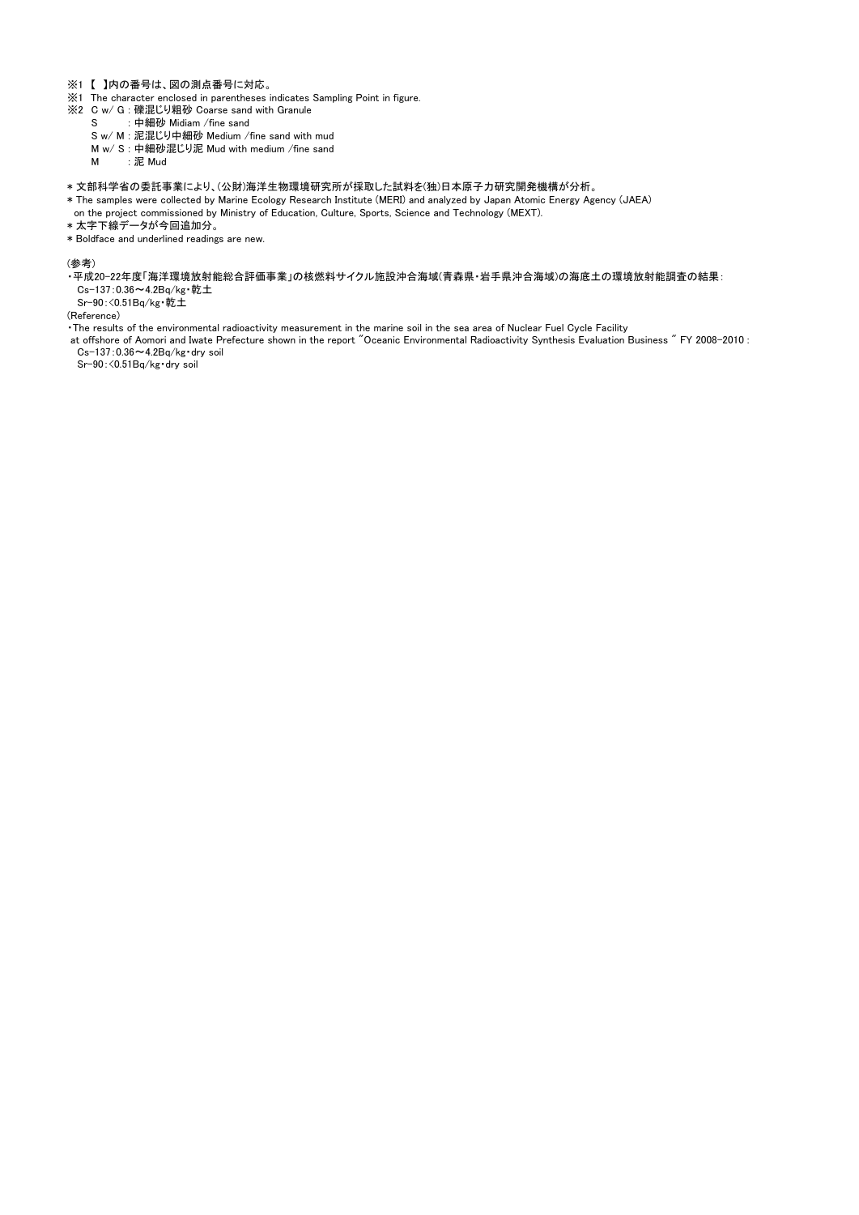※1 【 】内の番号は、図の測点番号に対応。

※1 The character enclosed in parentheses indicates Sampling Point in figure.

※2 C w/ G : 礫混じり粗砂 Coarse sand with Granule

S : 中細砂 Midiam /fine sand

S w/ M : 泥混じり中細砂 Medium /fine sand with mud

M w/ S : 中細砂混じり泥 Mud with medium /fine sand

M : 泥 Mud

* 文部科学省の委託事業により、(公財)海洋生物環境研究所が採取した試料を(独)日本原子力研究開発機構が分析。

* The samples were collected by Marine Ecology Research Institute (MERI) and analyzed by Japan Atomic Energy Agency (JAEA) on the project commissioned by Ministry of Education, Culture, Sports, Science and Technology (MEXT).

* 太字下線データが今回追加分。

* Boldface and underlined readings are new.

(参考)

・平成20-22年度「海洋環境放射能総合評価事業」の核燃料サイクル施設沖合海域(青森県・岩手県沖合海域)の海底土の環境放射能調査の結果：

Cs-137：0.36～4.2Bq/kg・乾土

Sr-90：<0.51Bq/kg・乾土

(Reference)

・The results of the environmental radioactivity measurement in the marine soil in the sea area of Nuclear Fuel Cycle Facility at offshore of Aomori and Iwate Prefecture shown in the report "Oceanic Environmental Radioactivity Synthesis Evaluation Business " FY 2008-2010 :

Cs-137：0.36～4.2Bq/kg・dry soil

Sr-90：<0.51Bq/kg・dry soil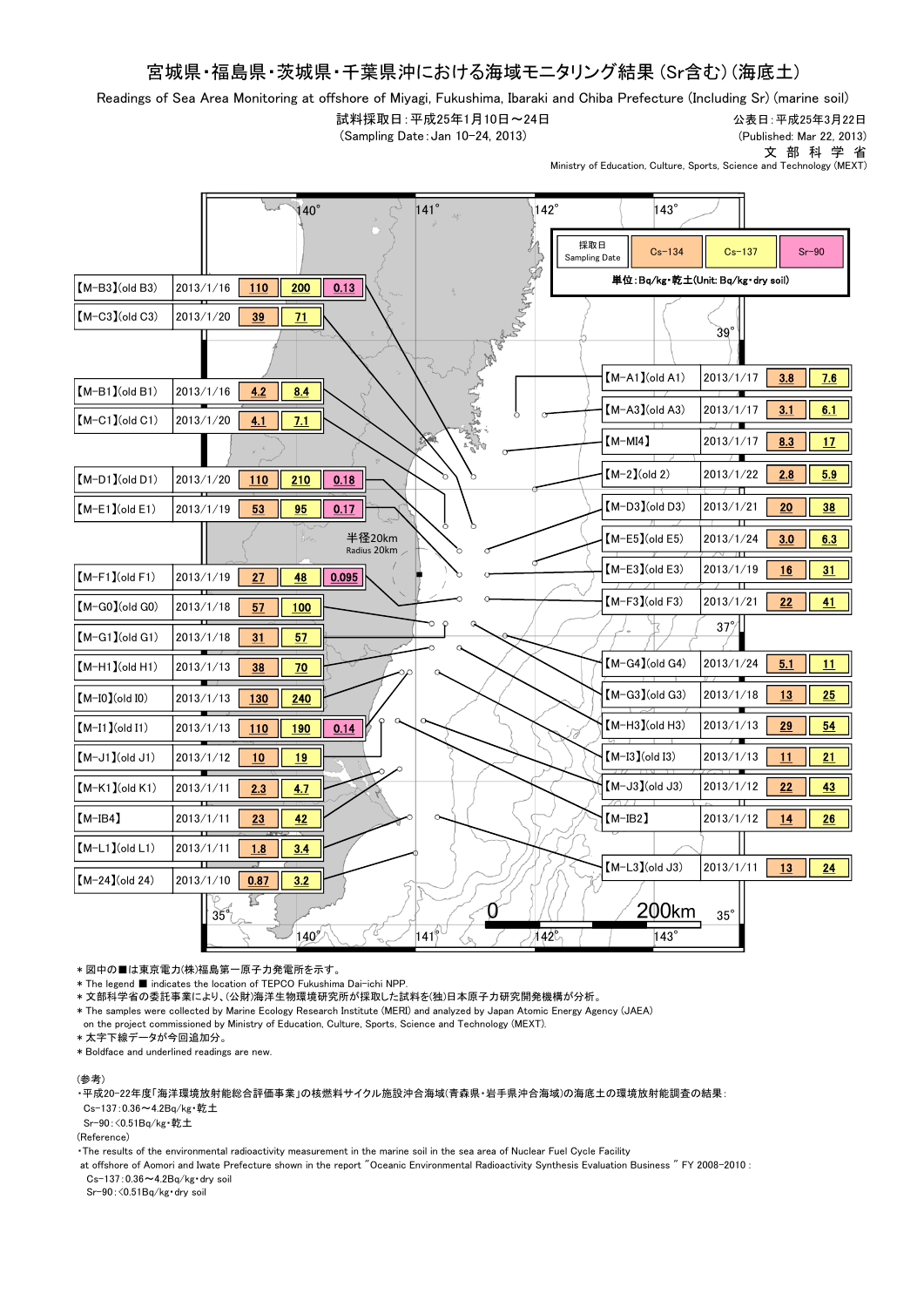# 宮城県・福島県・茨城県・千葉県沖における海域モニタリング結果（Sr含む）（海底土）

Readings of Sea Area Monitoring at offshore of Miyagi, Fukushima, Ibaraki and Chiba Prefecture (Including Sr) (marine soil)

試料採取日：平成25年1月10日～24日
（Sampling Date：Jan 10-24, 2013）

公表日：平成25年3月22日
(Published: Mar 22, 2013)
文 部 科 学 省
Ministry of Education, Culture, Sports, Science and Technology (MEXT)

単位：Bq/kg・乾土(Unit: Bq/kg・dry soil)

| 採取点 | 採取日 Sampling Date | Cs-134 | Cs-137 | Sr-90 |
|---|---|---|---|---|
| 【M-B3】(old B3) | 2013/1/16 | **110** | **200** | **0.13** |
| 【M-C3】(old C3) | 2013/1/20 | **39** | **71** | |
| 【M-B1】(old B1) | 2013/1/16 | **4.2** | **8.4** | |
| 【M-C1】(old C1) | 2013/1/20 | **4.1** | **7.1** | |
| 【M-D1】(old D1) | 2013/1/20 | **110** | **210** | **0.18** |
| 【M-E1】(old E1) | 2013/1/19 | **53** | **95** | **0.17** |
| 【M-F1】(old F1) | 2013/1/19 | **27** | **48** | **0.095** |
| 【M-G0】(old G0) | 2013/1/18 | **57** | **100** | |
| 【M-G1】(old G1) | 2013/1/18 | **31** | **57** | |
| 【M-H1】(old H1) | 2013/1/13 | **38** | **70** | |
| 【M-I0】(old I0) | 2013/1/13 | **130** | **240** | |
| 【M-I1】(old I1) | 2013/1/13 | **110** | **190** | **0.14** |
| 【M-J1】(old J1) | 2013/1/12 | **10** | **19** | |
| 【M-K1】(old K1) | 2013/1/11 | **2.3** | **4.7** | |
| 【M-IB4】 | 2013/1/11 | **23** | **42** | |
| 【M-L1】(old L1) | 2013/1/11 | **1.8** | **3.4** | |
| 【M-24】(old 24) | 2013/1/10 | **0.87** | **3.2** | |
| 【M-A1】(old A1) | 2013/1/17 | **3.8** | **7.6** | |
| 【M-A3】(old A3) | 2013/1/17 | **3.1** | **6.1** | |
| 【M-MI4】 | 2013/1/17 | **8.3** | **17** | |
| 【M-2】(old 2) | 2013/1/22 | **2.8** | **5.9** | |
| 【M-D3】(old D3) | 2013/1/21 | **20** | **38** | |
| 【M-E5】(old E5) | 2013/1/24 | **3.0** | **6.3** | |
| 【M-E3】(old E3) | 2013/1/19 | **16** | **31** | |
| 【M-F3】(old F3) | 2013/1/21 | **22** | **41** | |
| 【M-G4】(old G4) | 2013/1/24 | **5.1** | **11** | |
| 【M-G3】(old G3) | 2013/1/18 | **13** | **25** | |
| 【M-H3】(old H3) | 2013/1/13 | **29** | **54** | |
| 【M-I3】(old I3) | 2013/1/13 | **11** | **21** | |
| 【M-J3】(old J3) | 2013/1/12 | **22** | **43** | |
| 【M-IB2】 | 2013/1/12 | **14** | **26** | |
| 【M-L3】(old J3) | 2013/1/11 | **13** | **24** | |

140° 141° 142° 143°
39° 37° 35°
半径20km Radius 20km
0 200km

＊図中の■は東京電力(株)福島第一原子力発電所を示す。
＊The legend ■ indicates the location of TEPCO Fukushima Dai-ichi NPP.
＊文部科学省の委託事業により、(公財)海洋生物環境研究所が採取した試料を(独)日本原子力研究開発機構が分析。
＊The samples were collected by Marine Ecology Research Institute (MERI) and analyzed by Japan Atomic Energy Agency (JAEA) on the project commissioned by Ministry of Education, Culture, Sports, Science and Technology (MEXT).
＊太字下線データが今回追加分。
＊Boldface and underlined readings are new.

(参考)
・平成20-22年度「海洋環境放射能総合評価事業」の核燃料サイクル施設沖合海域(青森県・岩手県沖合海域)の海底土の環境放射能調査の結果：
Cs-137：0.36～4.2Bq/kg・乾土
Sr-90：<0.51Bq/kg・乾土

(Reference)
・The results of the environmental radioactivity measurement in the marine soil in the sea area of Nuclear Fuel Cycle Facility at offshore of Aomori and Iwate Prefecture shown in the report "Oceanic Environmental Radioactivity Synthesis Evaluation Business" FY 2008-2010 :
Cs-137：0.36～4.2Bq/kg・dry soil
Sr-90：<0.51Bq/kg・dry soil